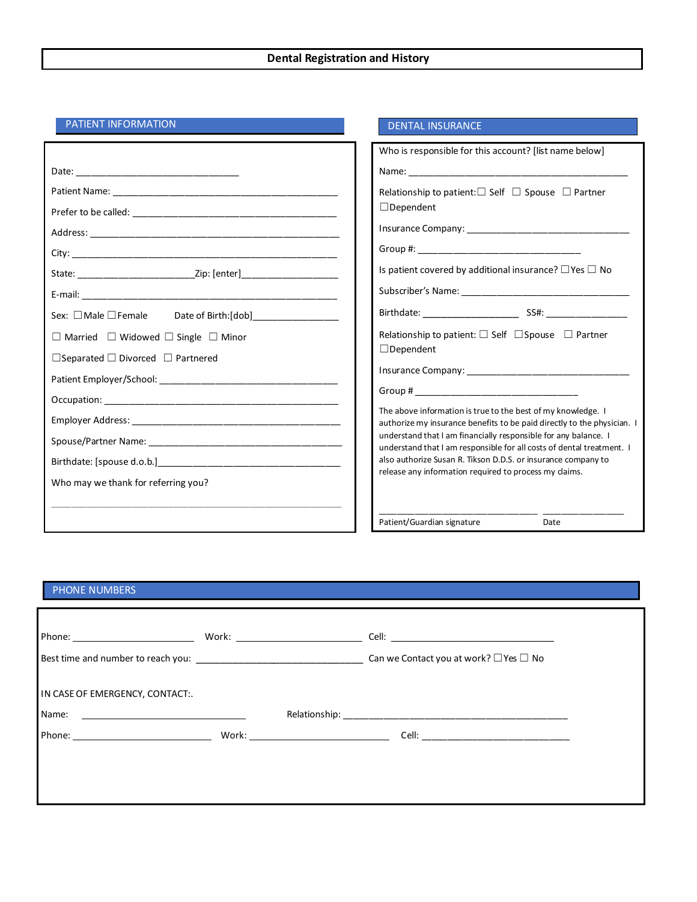# Dental Registration and History

## PATIENT INFORMATION

Date: ______________________________

Patient Name: ______________________________________________

Prefer to be called: __________________________________________

Address: _________________________________________________

City: ____________________________________________________

State: _____________________Zip: [enter]__________________

E-mail: ___________________________________________________

Sex: ☐Male ☐Female Date of Birth:[dob]________________

☐ Married ☐ Widowed ☐ Single ☐ Minor

☐Separated ☐ Divorced ☐ Partnered

Patient Employer/School: ___________________________________

Occupation: _______________________________________________

Employer Address: __________________________________________

Spouse/Partner Name: _______________________________________

Birthdate: [spouse d.o.b.]___________________________________

Who may we thank for referring you?

_____________________________________________________________

## DENTAL INSURANCE

Who is responsible for this account? [list name below]

Name: ____________________________________________

Relationship to patient:☐ Self ☐ Spouse ☐ Partner ☐Dependent

Insurance Company: ________________________________

Group #: ________________________________

Is patient covered by additional insurance? ☐Yes ☐ No

Subscriber's Name: _________________________________

Birthdate: ___________________ SS#: ________________

Relationship to patient: ☐ Self ☐Spouse ☐ Partner ☐Dependent

Insurance Company: ________________________________

Group # ________________________________

The above information is true to the best of my knowledge. I authorize my insurance benefits to be paid directly to the physician. I understand that I am financially responsible for any balance. I understand that I am responsible for all costs of dental treatment. I also authorize Susan R. Tikson D.D.S. or insurance company to release any information required to process my claims.

________________________________ ________________

Patient/Guardian signature Date

## PHONE NUMBERS

Phone: ________________________ Work: ________________________ Cell: ________________________________

Best time and number to reach you: ________________________________ Can we Contact you at work? ☐Yes ☐ No

IN CASE OF EMERGENCY, CONTACT:.

Name: ________________________________ Relationship: ____________________________________________

Phone: ___________________________ Work: ___________________________ Cell: ____________________________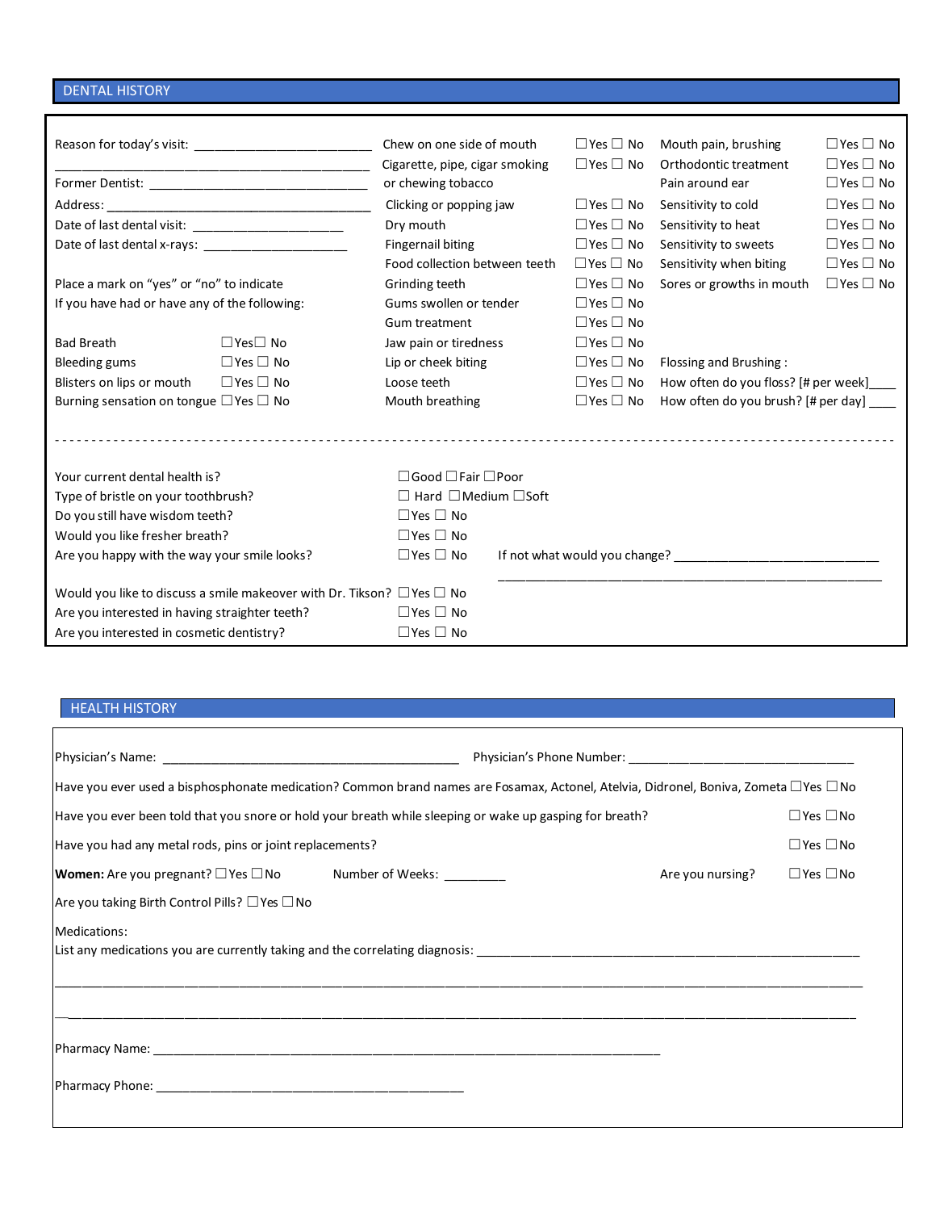## DENTAL HISTORY

Reason for today's visit: ________________________

__________________________________________

Former Dentist: ______________________________

Address: ____________________________________

Date of last dental visit: ____________________

Date of last dental x-rays: ___________________

Place a mark on "yes" or "no" to indicate
If you have had or have any of the following:

| | |
|---|---|
| Bad Breath | ☐Yes☐ No |
| Bleeding gums | ☐Yes ☐ No |
| Blisters on lips or mouth | ☐Yes ☐ No |
| Burning sensation on tongue | ☐Yes ☐ No |
| Chew on one side of mouth | ☐Yes ☐ No |
| Cigarette, pipe, cigar smoking or chewing tobacco | ☐Yes ☐ No |
| Clicking or popping jaw | ☐Yes ☐ No |
| Dry mouth | ☐Yes ☐ No |
| Fingernail biting | ☐Yes ☐ No |
| Food collection between teeth | ☐Yes ☐ No |
| Grinding teeth | ☐Yes ☐ No |
| Gums swollen or tender | ☐Yes ☐ No |
| Gum treatment | ☐Yes ☐ No |
| Jaw pain or tiredness | ☐Yes ☐ No |
| Lip or cheek biting | ☐Yes ☐ No |
| Loose teeth | ☐Yes ☐ No |
| Mouth breathing | ☐Yes ☐ No |
| Mouth pain, brushing | ☐Yes ☐ No |
| Orthodontic treatment | ☐Yes ☐ No |
| Pain around ear | ☐Yes ☐ No |
| Sensitivity to cold | ☐Yes ☐ No |
| Sensitivity to heat | ☐Yes ☐ No |
| Sensitivity to sweets | ☐Yes ☐ No |
| Sensitivity when biting | ☐Yes ☐ No |
| Sores or growths in mouth | ☐Yes ☐ No |

Flossing and Brushing :
How often do you floss? [# per week]____
How often do you brush? [# per day] ____

---

| | |
|---|---|
| Your current dental health is? | ☐Good ☐Fair ☐Poor |
| Type of bristle on your toothbrush? | ☐ Hard ☐Medium ☐Soft |
| Do you still have wisdom teeth? | ☐Yes ☐ No |
| Would you like fresher breath? | ☐Yes ☐ No |
| Are you happy with the way your smile looks? | ☐Yes ☐ No |
| Would you like to discuss a smile makeover with Dr. Tikson? | ☐Yes ☐ No |
| Are you interested in having straighter teeth? | ☐Yes ☐ No |
| Are you interested in cosmetic dentistry? | ☐Yes ☐ No |

If not what would you change? ______________________________

__________________________________________________________

## HEALTH HISTORY

Physician's Name: __________________________________________ Physician's Phone Number: ________________________________

Have you ever used a bisphosphonate medication? Common brand names are Fosamax, Actonel, Atelvia, Didronel, Boniva, Zometa ☐Yes ☐No

Have you ever been told that you snore or hold your breath while sleeping or wake up gasping for breath? ☐Yes ☐No

Have you had any metal rods, pins or joint replacements? ☐Yes ☐No

**Women:** Are you pregnant? ☐Yes ☐No Number of Weeks: _________ Are you nursing? ☐Yes ☐No

Are you taking Birth Control Pills? ☐Yes ☐No

Medications:
List any medications you are currently taking and the correlating diagnosis: ______________________________________________________

__________________________________________________________________________________________________

__________________________________________________________________________________________________

Pharmacy Name: __________________________________________________________________________

Pharmacy Phone: ______________________________________________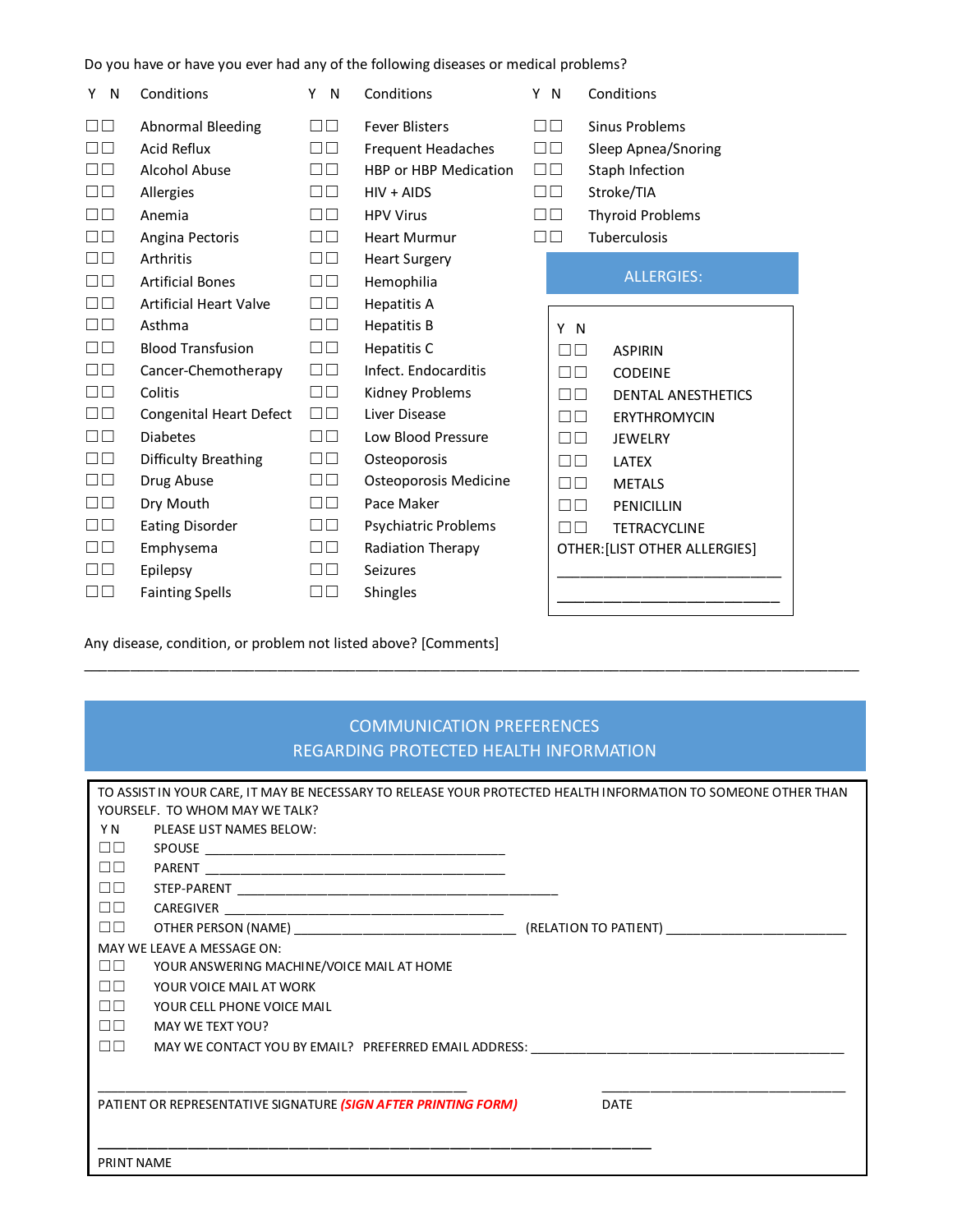Do you have or have you ever had any of the following diseases or medical problems?

| Y | N | Conditions | Y | N | Conditions | Y | N | Conditions |
|---|---|---|---|---|---|---|---|---|
| ☐ | ☐ | Abnormal Bleeding | ☐ | ☐ | Fever Blisters | ☐ | ☐ | Sinus Problems |
| ☐ | ☐ | Acid Reflux | ☐ | ☐ | Frequent Headaches | ☐ | ☐ | Sleep Apnea/Snoring |
| ☐ | ☐ | Alcohol Abuse | ☐ | ☐ | HBP or HBP Medication | ☐ | ☐ | Staph Infection |
| ☐ | ☐ | Allergies | ☐ | ☐ | HIV + AIDS | ☐ | ☐ | Stroke/TIA |
| ☐ | ☐ | Anemia | ☐ | ☐ | HPV Virus | ☐ | ☐ | Thyroid Problems |
| ☐ | ☐ | Angina Pectoris | ☐ | ☐ | Heart Murmur | ☐ | ☐ | Tuberculosis |
| ☐ | ☐ | Arthritis | ☐ | ☐ | Heart Surgery | | | |
| ☐ | ☐ | Artificial Bones | ☐ | ☐ | Hemophilia | | | |
| ☐ | ☐ | Artificial Heart Valve | ☐ | ☐ | Hepatitis A | | | |
| ☐ | ☐ | Asthma | ☐ | ☐ | Hepatitis B | | | |
| ☐ | ☐ | Blood Transfusion | ☐ | ☐ | Hepatitis C | | | |
| ☐ | ☐ | Cancer-Chemotherapy | ☐ | ☐ | Infect. Endocarditis | | | |
| ☐ | ☐ | Colitis | ☐ | ☐ | Kidney Problems | | | |
| ☐ | ☐ | Congenital Heart Defect | ☐ | ☐ | Liver Disease | | | |
| ☐ | ☐ | Diabetes | ☐ | ☐ | Low Blood Pressure | | | |
| ☐ | ☐ | Difficulty Breathing | ☐ | ☐ | Osteoporosis | | | |
| ☐ | ☐ | Drug Abuse | ☐ | ☐ | Osteoporosis Medicine | | | |
| ☐ | ☐ | Dry Mouth | ☐ | ☐ | Pace Maker | | | |
| ☐ | ☐ | Eating Disorder | ☐ | ☐ | Psychiatric Problems | | | |
| ☐ | ☐ | Emphysema | ☐ | ☐ | Radiation Therapy | | | |
| ☐ | ☐ | Epilepsy | ☐ | ☐ | Seizures | | | |
| ☐ | ☐ | Fainting Spells | ☐ | ☐ | Shingles | | | |

## ALLERGIES:

| Y | N | |
|---|---|---|
| ☐ | ☐ | ASPIRIN |
| ☐ | ☐ | CODEINE |
| ☐ | ☐ | DENTAL ANESTHETICS |
| ☐ | ☐ | ERYTHROMYCIN |
| ☐ | ☐ | JEWELRY |
| ☐ | ☐ | LATEX |
| ☐ | ☐ | METALS |
| ☐ | ☐ | PENICILLIN |
| ☐ | ☐ | TETRACYCLINE |

OTHER:[LIST OTHER ALLERGIES]

____________________________

____________________________

Any disease, condition, or problem not listed above? [Comments]

______________________________________________________________________________________________

## COMMUNICATION PREFERENCES
## REGARDING PROTECTED HEALTH INFORMATION

TO ASSIST IN YOUR CARE, IT MAY BE NECESSARY TO RELEASE YOUR PROTECTED HEALTH INFORMATION TO SOMEONE OTHER THAN YOURSELF. TO WHOM MAY WE TALK?

Y N PLEASE LIST NAMES BELOW:

☐☐ SPOUSE ____________________________________________

☐☐ PARENT ____________________________________________

☐☐ STEP-PARENT ______________________________________________

☐☐ CAREGIVER _________________________________________

☐☐ OTHER PERSON (NAME) _________________________________ (RELATION TO PATIENT) __________________________

MAY WE LEAVE A MESSAGE ON:

☐☐ YOUR ANSWERING MACHINE/VOICE MAIL AT HOME

☐☐ YOUR VOICE MAIL AT WORK

☐☐ YOUR CELL PHONE VOICE MAIL

☐☐ MAY WE TEXT YOU?

☐☐ MAY WE CONTACT YOU BY EMAIL? PREFERRED EMAIL ADDRESS: _______________________________________________

_____________________________________________________ ___________________________________

PATIENT OR REPRESENTATIVE SIGNATURE ***(SIGN AFTER PRINTING FORM)*** DATE

________________________________________________________________________________

PRINT NAME